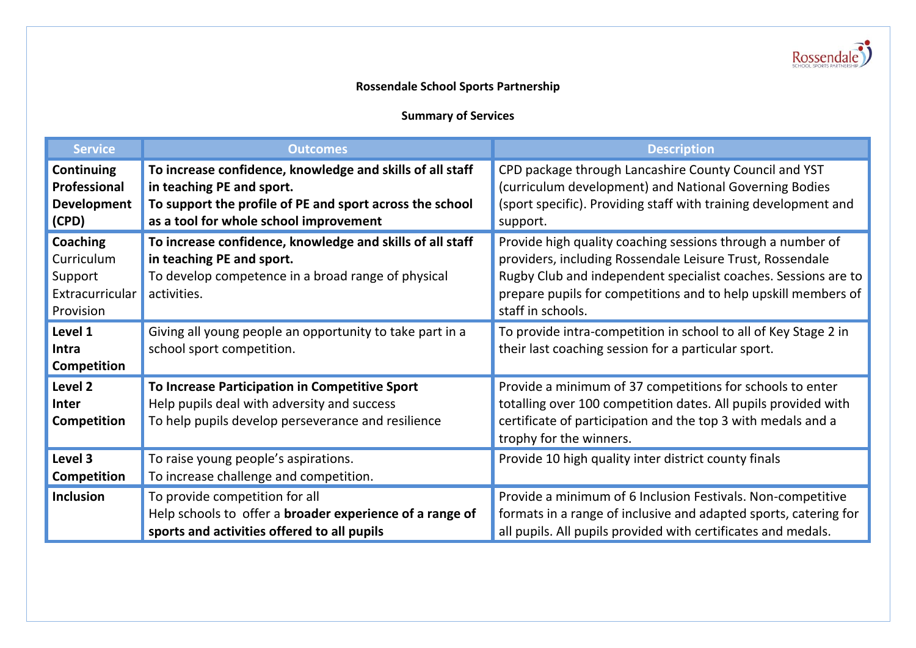**Rossendale School Sports Partnership**

**Summary of Services**

| Service | Outcomes | Description |
|---|---|---|
| **Continuing Professional Development (CPD)** | **To increase confidence, knowledge and skills of all staff in teaching PE and sport.** **To support the profile of PE and sport across the school as a tool for whole school improvement** | CPD package through Lancashire County Council and YST (curriculum development) and National Governing Bodies (sport specific). Providing staff with training development and support. |
| **Coaching** Curriculum Support Extracurricular Provision | **To increase confidence, knowledge and skills of all staff in teaching PE and sport.** To develop competence in a broad range of physical activities. | Provide high quality coaching sessions through a number of providers, including Rossendale Leisure Trust, Rossendale Rugby Club and independent specialist coaches. Sessions are to prepare pupils for competitions and to help upskill members of staff in schools. |
| **Level 1 Intra Competition** | Giving all young people an opportunity to take part in a school sport competition. | To provide intra-competition in school to all of Key Stage 2 in their last coaching session for a particular sport. |
| **Level 2 Inter Competition** | **To Increase Participation in Competitive Sport** Help pupils deal with adversity and success To help pupils develop perseverance and resilience | Provide a minimum of 37 competitions for schools to enter totalling over 100 competition dates. All pupils provided with certificate of participation and the top 3 with medals and a trophy for the winners. |
| **Level 3 Competition** | To raise young people's aspirations. To increase challenge and competition. | Provide 10 high quality inter district county finals |
| **Inclusion** | To provide competition for all Help schools to offer a **broader experience of a range of sports and activities offered to all pupils** | Provide a minimum of 6 Inclusion Festivals. Non-competitive formats in a range of inclusive and adapted sports, catering for all pupils. All pupils provided with certificates and medals. |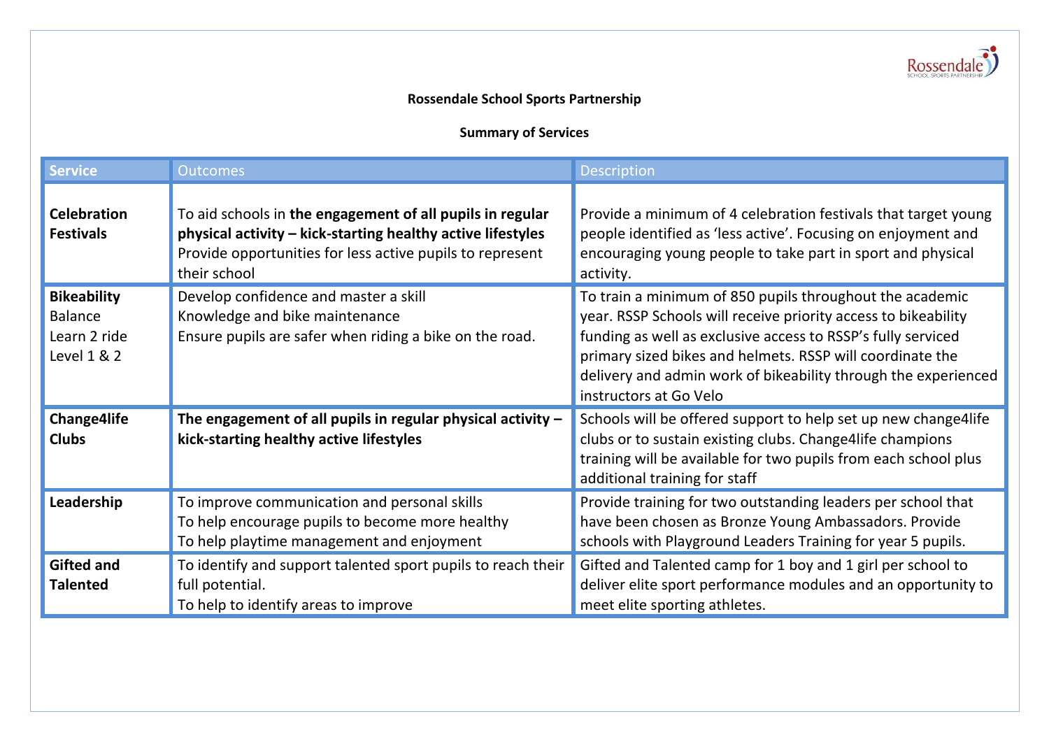**Rossendale School Sports Partnership**

**Summary of Services**

| Service | Outcomes | Description |
|---|---|---|
| **Celebration Festivals** | To aid schools in **the engagement of all pupils in regular physical activity – kick-starting healthy active lifestyles**<br>Provide opportunities for less active pupils to represent their school | Provide a minimum of 4 celebration festivals that target young people identified as 'less active'. Focusing on enjoyment and encouraging young people to take part in sport and physical activity. |
| **Bikeability**<br>Balance<br>Learn 2 ride<br>Level 1 & 2 | Develop confidence and master a skill<br>Knowledge and bike maintenance<br>Ensure pupils are safer when riding a bike on the road. | To train a minimum of 850 pupils throughout the academic year. RSSP Schools will receive priority access to bikeability funding as well as exclusive access to RSSP's fully serviced primary sized bikes and helmets. RSSP will coordinate the delivery and admin work of bikeability through the experienced instructors at Go Velo |
| **Change4life Clubs** | **The engagement of all pupils in regular physical activity – kick-starting healthy active lifestyles** | Schools will be offered support to help set up new change4life clubs or to sustain existing clubs. Change4life champions training will be available for two pupils from each school plus additional training for staff |
| **Leadership** | To improve communication and personal skills<br>To help encourage pupils to become more healthy<br>To help playtime management and enjoyment | Provide training for two outstanding leaders per school that have been chosen as Bronze Young Ambassadors. Provide schools with Playground Leaders Training for year 5 pupils. |
| **Gifted and Talented** | To identify and support talented sport pupils to reach their full potential.<br>To help to identify areas to improve | Gifted and Talented camp for 1 boy and 1 girl per school to deliver elite sport performance modules and an opportunity to meet elite sporting athletes. |